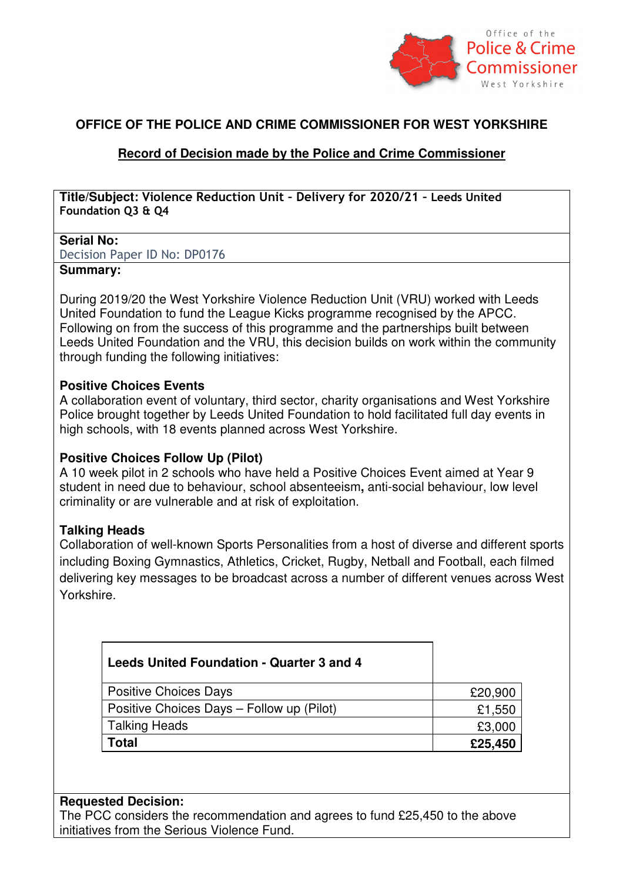Office of the Police & Crime Commissioner West Yorkshire

**OFFICE OF THE POLICE AND CRIME COMMISSIONER FOR WEST YORKSHIRE**

**Record of Decision made by the Police and Crime Commissioner**

**Title/Subject: Violence Reduction Unit - Delivery for 2020/21 - Leeds United Foundation Q3 & Q4**

**Serial No:**
Decision Paper ID No: DP0176

**Summary:**

During 2019/20 the West Yorkshire Violence Reduction Unit (VRU) worked with Leeds United Foundation to fund the League Kicks programme recognised by the APCC. Following on from the success of this programme and the partnerships built between Leeds United Foundation and the VRU, this decision builds on work within the community through funding the following initiatives:

**Positive Choices Events**
A collaboration event of voluntary, third sector, charity organisations and West Yorkshire Police brought together by Leeds United Foundation to hold facilitated full day events in high schools, with 18 events planned across West Yorkshire.

**Positive Choices Follow Up (Pilot)**
A 10 week pilot in 2 schools who have held a Positive Choices Event aimed at Year 9 student in need due to behaviour, school absenteeism**,** anti-social behaviour, low level criminality or are vulnerable and at risk of exploitation.

**Talking Heads**
Collaboration of well-known Sports Personalities from a host of diverse and different sports including Boxing Gymnastics, Athletics, Cricket, Rugby, Netball and Football, each filmed delivering key messages to be broadcast across a number of different venues across West Yorkshire.

| **Leeds United Foundation - Quarter 3 and 4** | |
|---|---|
| Positive Choices Days | £20,900 |
| Positive Choices Days – Follow up (Pilot) | £1,550 |
| Talking Heads | £3,000 |
| **Total** | **£25,450** |

**Requested Decision:**
The PCC considers the recommendation and agrees to fund £25,450 to the above initiatives from the Serious Violence Fund.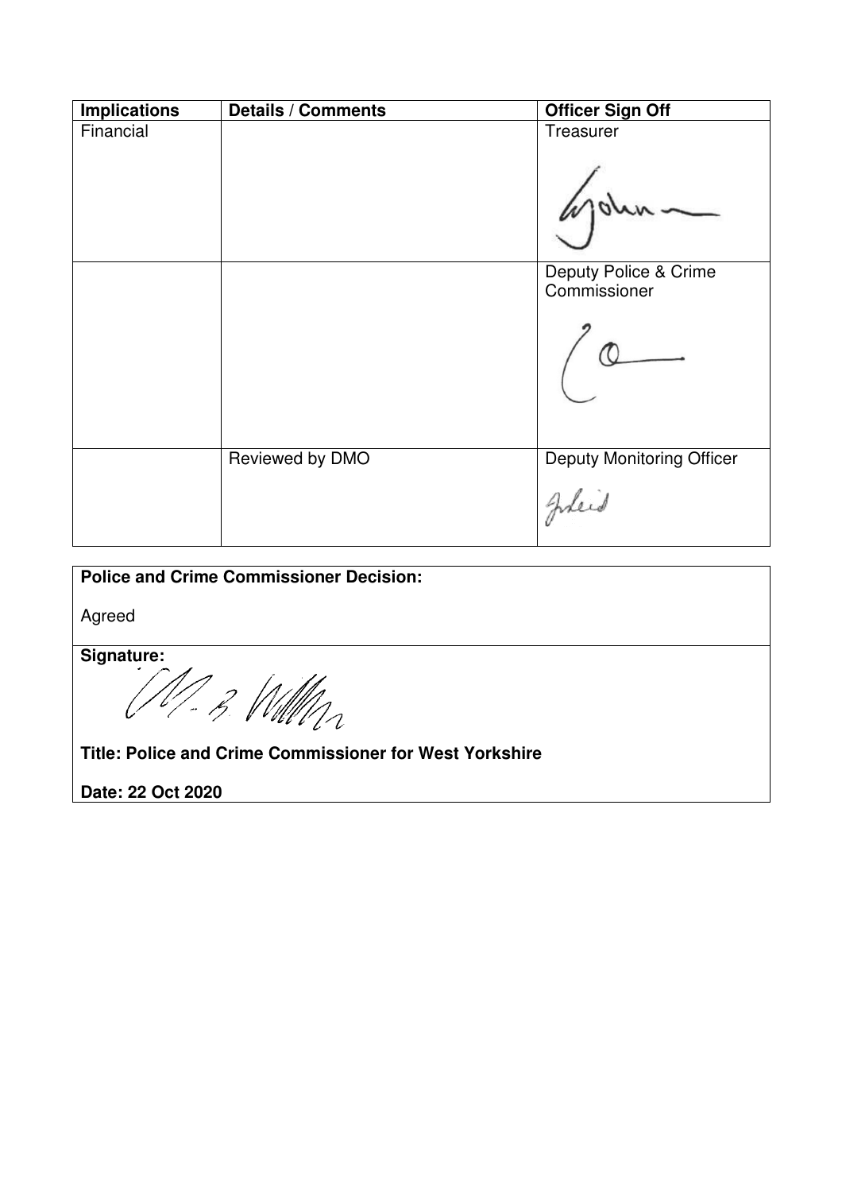| Implications | Details / Comments | Officer Sign Off |
|---|---|---|
| Financial | | Treasurer |
| | | Deputy Police & Crime Commissioner |
| | Reviewed by DMO | Deputy Monitoring Officer |

| **Police and Crime Commissioner Decision:** |
|---|
| Agreed |
| **Signature:** |
| **Title: Police and Crime Commissioner for West Yorkshire** |
| **Date: 22 Oct 2020** |